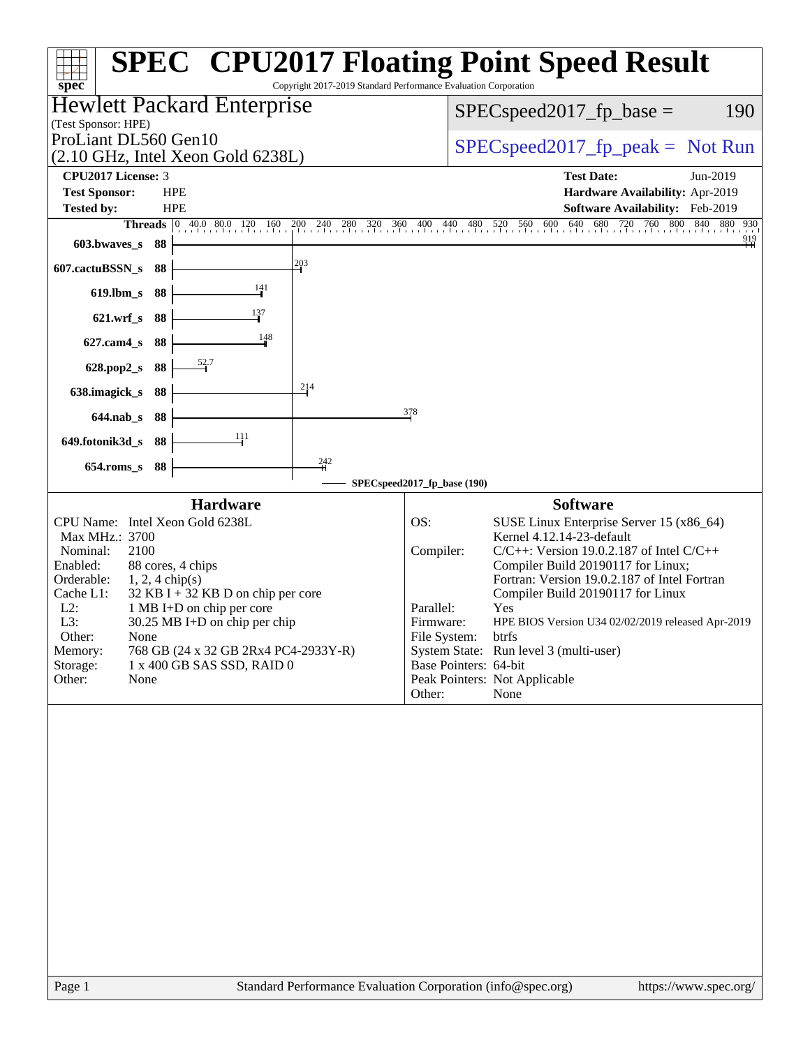# SPEC CPU2017 Floating Point Speed Result

Copyright 2017-2019 Standard Performance Evaluation Corporation

## Hewlett Packard Enterprise

(Test Sponsor: HPE)

ProLiant DL560 Gen10
(2.10 GHz, Intel Xeon Gold 6238L)

SPECspeed2017_fp_base = 190

SPECspeed2017_fp_peak = Not Run

| | | | |
|---|---|---|---|
| **CPU2017 License:** | 3 | **Test Date:** | Jun-2019 |
| **Test Sponsor:** | HPE | **Hardware Availability:** | Apr-2019 |
| **Tested by:** | HPE | **Software Availability:** | Feb-2019 |

| Benchmark | Threads | Base Ratio |
|---|---|---|
| 603.bwaves_s | 88 | 919 |
| 607.cactuBSSN_s | 88 | 203 |
| 619.lbm_s | 88 | 141 |
| 621.wrf_s | 88 | 137 |
| 627.cam4_s | 88 | 148 |
| 628.pop2_s | 88 | 52.7 |
| 638.imagick_s | 88 | 214 |
| 644.nab_s | 88 | 378 |
| 649.fotonik3d_s | 88 | 111 |
| 654.roms_s | 88 | 242 |

SPECspeed2017_fp_base (190)

## Hardware

| | |
|---|---|
| CPU Name: | Intel Xeon Gold 6238L |
| Max MHz.: | 3700 |
| Nominal: | 2100 |
| Enabled: | 88 cores, 4 chips |
| Orderable: | 1, 2, 4 chip(s) |
| Cache L1: | 32 KB I + 32 KB D on chip per core |
| L2: | 1 MB I+D on chip per core |
| L3: | 30.25 MB I+D on chip per chip |
| Other: | None |
| Memory: | 768 GB (24 x 32 GB 2Rx4 PC4-2933Y-R) |
| Storage: | 1 x 400 GB SAS SSD, RAID 0 |
| Other: | None |

## Software

| | |
|---|---|
| OS: | SUSE Linux Enterprise Server 15 (x86_64) Kernel 4.12.14-23-default |
| Compiler: | C/C++: Version 19.0.2.187 of Intel C/C++ Compiler Build 20190117 for Linux; Fortran: Version 19.0.2.187 of Intel Fortran Compiler Build 20190117 for Linux |
| Parallel: | Yes |
| Firmware: | HPE BIOS Version U34 02/02/2019 released Apr-2019 |
| File System: | btrfs |
| System State: | Run level 3 (multi-user) |
| Base Pointers: | 64-bit |
| Peak Pointers: | Not Applicable |
| Other: | None |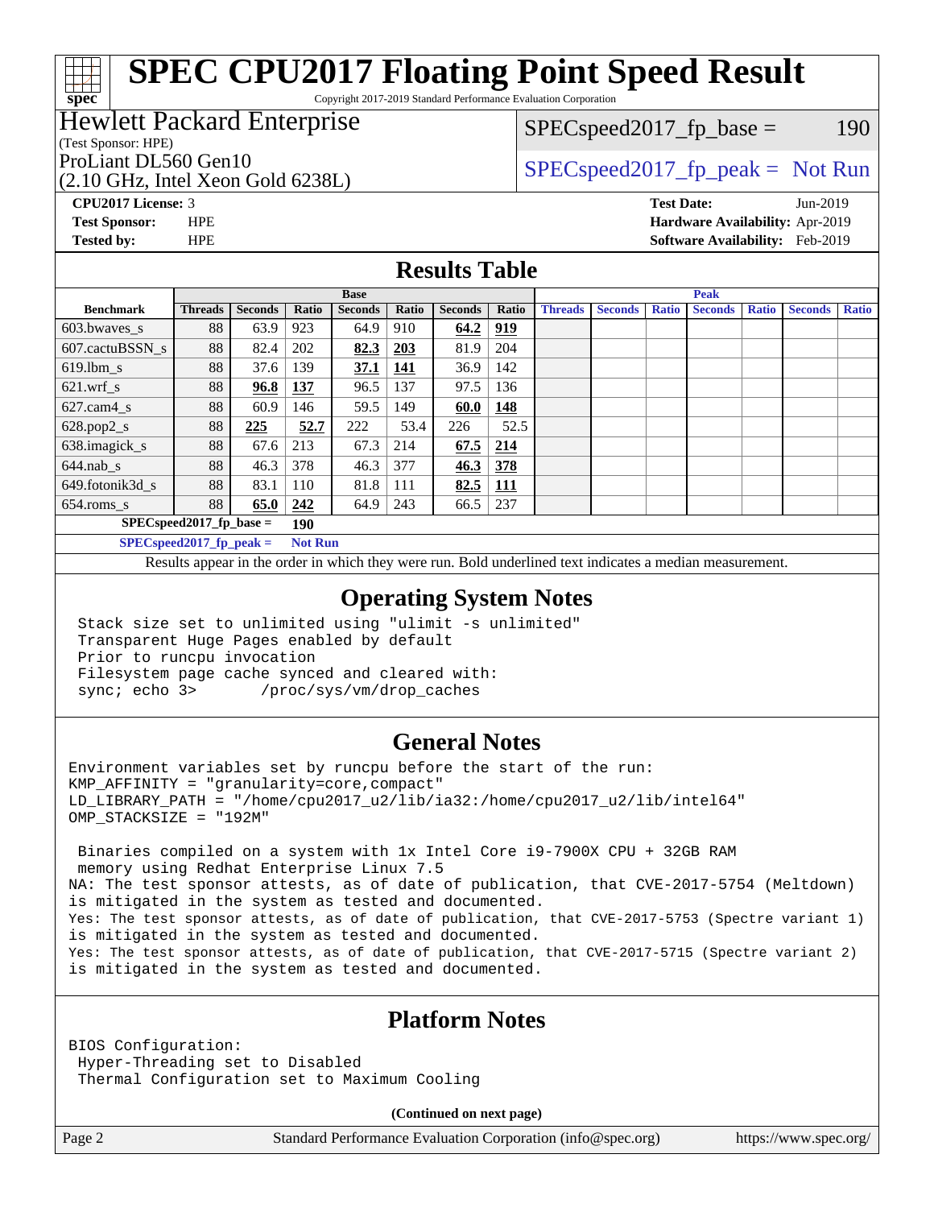# SPEC CPU2017 Floating Point Speed Result

Copyright 2017-2019 Standard Performance Evaluation Corporation

**Hewlett Packard Enterprise**
(Test Sponsor: HPE)
ProLiant DL560 Gen10
(2.10 GHz, Intel Xeon Gold 6238L)

SPECspeed2017_fp_base = 190

SPECspeed2017_fp_peak = Not Run

**CPU2017 License:** 3
**Test Sponsor:** HPE
**Tested by:** HPE

**Test Date:** Jun-2019
**Hardware Availability:** Apr-2019
**Software Availability:** Feb-2019

## Results Table

| Benchmark | Base | | | | | | | Peak | | | | | | |
|---|---|---|---|---|---|---|---|---|---|---|---|---|---|---|
| | Threads | Seconds | Ratio | Seconds | Ratio | Seconds | Ratio | Threads | Seconds | Ratio | Seconds | Ratio | Seconds | Ratio |
| 603.bwaves_s | 88 | 63.9 | 923 | 64.9 | 910 | **64.2** | **919** | | | | | | | |
| 607.cactuBSSN_s | 88 | 82.4 | 202 | **82.3** | **203** | 81.9 | 204 | | | | | | | |
| 619.lbm_s | 88 | 37.6 | 139 | **37.1** | **141** | 36.9 | 142 | | | | | | | |
| 621.wrf_s | 88 | **96.8** | **137** | 96.5 | 137 | 97.5 | 136 | | | | | | | |
| 627.cam4_s | 88 | 60.9 | 146 | 59.5 | 149 | **60.0** | **148** | | | | | | | |
| 628.pop2_s | 88 | **225** | **52.7** | 222 | 53.4 | 226 | 52.5 | | | | | | | |
| 638.imagick_s | 88 | 67.6 | 213 | 67.3 | 214 | **67.5** | **214** | | | | | | | |
| 644.nab_s | 88 | 46.3 | 378 | 46.3 | 377 | **46.3** | **378** | | | | | | | |
| 649.fotonik3d_s | 88 | 83.1 | 110 | 81.8 | 111 | **82.5** | **111** | | | | | | | |
| 654.roms_s | 88 | **65.0** | **242** | 64.9 | 243 | 66.5 | 237 | | | | | | | |

SPECspeed2017_fp_base = **190**

SPECspeed2017_fp_peak = **Not Run**

Results appear in the order in which they were run. Bold underlined text indicates a median measurement.

## Operating System Notes

```
Stack size set to unlimited using "ulimit -s unlimited"
Transparent Huge Pages enabled by default
Prior to runcpu invocation
Filesystem page cache synced and cleared with:
sync; echo 3>       /proc/sys/vm/drop_caches
```

## General Notes

```
Environment variables set by runcpu before the start of the run:
KMP_AFFINITY = "granularity=core,compact"
LD_LIBRARY_PATH = "/home/cpu2017_u2/lib/ia32:/home/cpu2017_u2/lib/intel64"
OMP_STACKSIZE = "192M"

 Binaries compiled on a system with 1x Intel Core i9-7900X CPU + 32GB RAM
 memory using Redhat Enterprise Linux 7.5
NA: The test sponsor attests, as of date of publication, that CVE-2017-5754 (Meltdown)
is mitigated in the system as tested and documented.
Yes: The test sponsor attests, as of date of publication, that CVE-2017-5753 (Spectre variant 1)
is mitigated in the system as tested and documented.
Yes: The test sponsor attests, as of date of publication, that CVE-2017-5715 (Spectre variant 2)
is mitigated in the system as tested and documented.
```

## Platform Notes

```
BIOS Configuration:
 Hyper-Threading set to Disabled
 Thermal Configuration set to Maximum Cooling
```

**(Continued on next page)**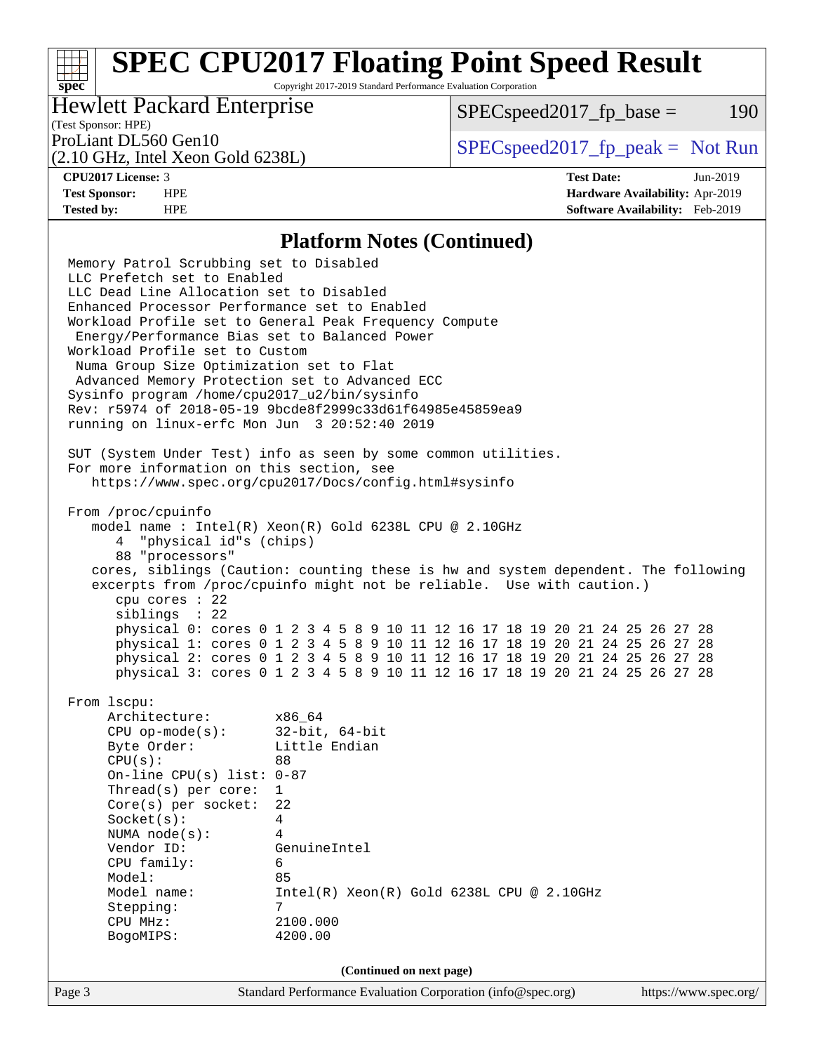# SPEC CPU2017 Floating Point Speed Result

Copyright 2017-2019 Standard Performance Evaluation Corporation

**Hewlett Packard Enterprise**
(Test Sponsor: HPE)
ProLiant DL560 Gen10
(2.10 GHz, Intel Xeon Gold 6238L)

SPECspeed2017_fp_base = 190

SPECspeed2017_fp_peak = Not Run

**CPU2017 License:** 3
**Test Sponsor:** HPE
**Tested by:** HPE

**Test Date:** Jun-2019
**Hardware Availability:** Apr-2019
**Software Availability:** Feb-2019

## Platform Notes (Continued)

```
Memory Patrol Scrubbing set to Disabled
LLC Prefetch set to Enabled
LLC Dead Line Allocation set to Disabled
Enhanced Processor Performance set to Enabled
Workload Profile set to General Peak Frequency Compute
 Energy/Performance Bias set to Balanced Power
Workload Profile set to Custom
 Numa Group Size Optimization set to Flat
 Advanced Memory Protection set to Advanced ECC
Sysinfo program /home/cpu2017_u2/bin/sysinfo
Rev: r5974 of 2018-05-19 9bcde8f2999c33d61f64985e45859ea9
running on linux-erfc Mon Jun  3 20:52:40 2019

SUT (System Under Test) info as seen by some common utilities.
For more information on this section, see
   https://www.spec.org/cpu2017/Docs/config.html#sysinfo

From /proc/cpuinfo
   model name : Intel(R) Xeon(R) Gold 6238L CPU @ 2.10GHz
      4  "physical id"s (chips)
      88 "processors"
   cores, siblings (Caution: counting these is hw and system dependent. The following
   excerpts from /proc/cpuinfo might not be reliable.  Use with caution.)
      cpu cores : 22
      siblings  : 22
      physical 0: cores 0 1 2 3 4 5 8 9 10 11 12 16 17 18 19 20 21 24 25 26 27 28
      physical 1: cores 0 1 2 3 4 5 8 9 10 11 12 16 17 18 19 20 21 24 25 26 27 28
      physical 2: cores 0 1 2 3 4 5 8 9 10 11 12 16 17 18 19 20 21 24 25 26 27 28
      physical 3: cores 0 1 2 3 4 5 8 9 10 11 12 16 17 18 19 20 21 24 25 26 27 28

From lscpu:
     Architecture:        x86_64
     CPU op-mode(s):      32-bit, 64-bit
     Byte Order:          Little Endian
     CPU(s):              88
     On-line CPU(s) list: 0-87
     Thread(s) per core:  1
     Core(s) per socket:  22
     Socket(s):           4
     NUMA node(s):        4
     Vendor ID:           GenuineIntel
     CPU family:          6
     Model:               85
     Model name:          Intel(R) Xeon(R) Gold 6238L CPU @ 2.10GHz
     Stepping:            7
     CPU MHz:             2100.000
     BogoMIPS:            4200.00
```

**(Continued on next page)**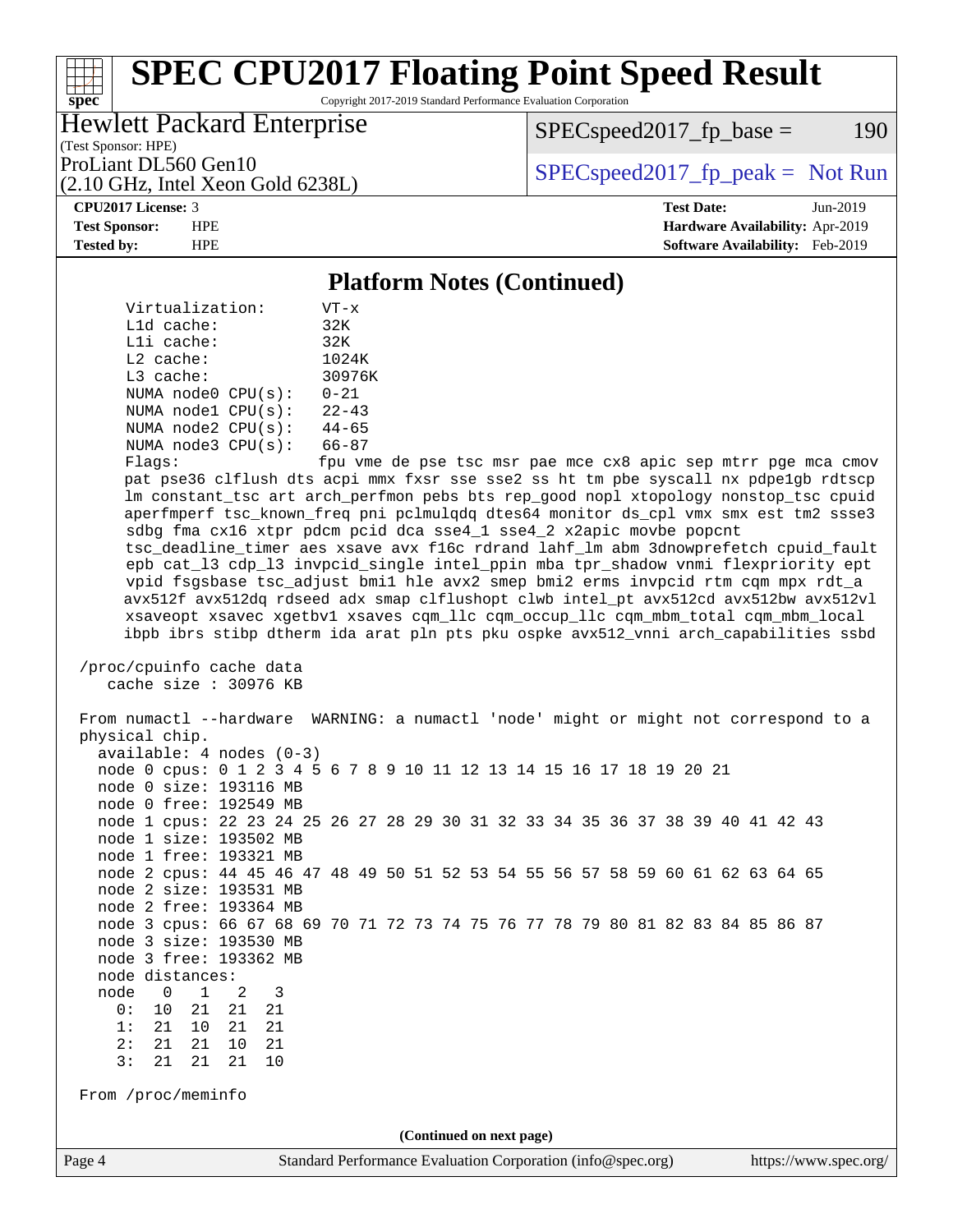## Platform Notes (Continued)

```
     Virtualization:      VT-x
     L1d cache:           32K
     L1i cache:           32K
     L2 cache:            1024K
     L3 cache:            30976K
     NUMA node0 CPU(s):   0-21
     NUMA node1 CPU(s):   22-43
     NUMA node2 CPU(s):   44-65
     NUMA node3 CPU(s):   66-87
     Flags:               fpu vme de pse tsc msr pae mce cx8 apic sep mtrr pge mca cmov
     pat pse36 clflush dts acpi mmx fxsr sse sse2 ss ht tm pbe syscall nx pdpe1gb rdtscp
     lm constant_tsc art arch_perfmon pebs bts rep_good nopl xtopology nonstop_tsc cpuid
     aperfmperf tsc_known_freq pni pclmulqdq dtes64 monitor ds_cpl vmx smx est tm2 ssse3
     sdbg fma cx16 xtpr pdcm pcid dca sse4_1 sse4_2 x2apic movbe popcnt
     tsc_deadline_timer aes xsave avx f16c rdrand lahf_lm abm 3dnowprefetch cpuid_fault
     epb cat_l3 cdp_l3 invpcid_single intel_ppin mba tpr_shadow vnmi flexpriority ept
     vpid fsgsbase tsc_adjust bmi1 hle avx2 smep bmi2 erms invpcid rtm cqm mpx rdt_a
     avx512f avx512dq rdseed adx smap clflushopt clwb intel_pt avx512cd avx512bw avx512vl
     xsaveopt xsavec xgetbv1 xsaves cqm_llc cqm_occup_llc cqm_mbm_total cqm_mbm_local
     ibpb ibrs stibp dtherm ida arat pln pts pku ospke avx512_vnni arch_capabilities ssbd

 /proc/cpuinfo cache data
    cache size : 30976 KB

 From numactl --hardware  WARNING: a numactl 'node' might or might not correspond to a
 physical chip.
   available: 4 nodes (0-3)
   node 0 cpus: 0 1 2 3 4 5 6 7 8 9 10 11 12 13 14 15 16 17 18 19 20 21
   node 0 size: 193116 MB
   node 0 free: 192549 MB
   node 1 cpus: 22 23 24 25 26 27 28 29 30 31 32 33 34 35 36 37 38 39 40 41 42 43
   node 1 size: 193502 MB
   node 1 free: 193321 MB
   node 2 cpus: 44 45 46 47 48 49 50 51 52 53 54 55 56 57 58 59 60 61 62 63 64 65
   node 2 size: 193531 MB
   node 2 free: 193364 MB
   node 3 cpus: 66 67 68 69 70 71 72 73 74 75 76 77 78 79 80 81 82 83 84 85 86 87
   node 3 size: 193530 MB
   node 3 free: 193362 MB
   node distances:
   node   0   1   2   3
     0:  10  21  21  21
     1:  21  10  21  21
     2:  21  21  10  21
     3:  21  21  21  10

 From /proc/meminfo
```

(Continued on next page)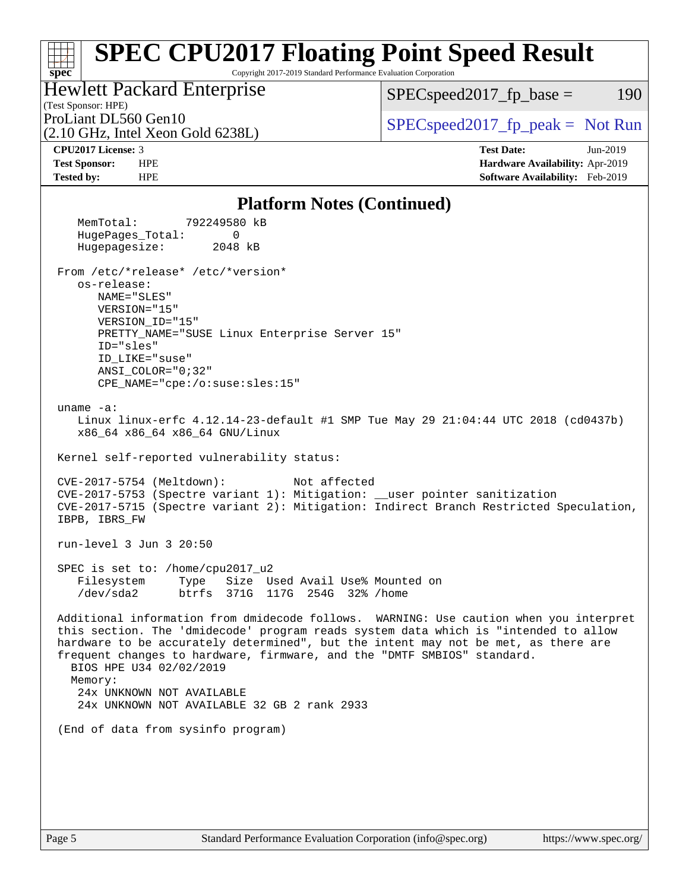## Platform Notes (Continued)

```
    MemTotal:       792249580 kB
    HugePages_Total:       0
    Hugepagesize:       2048 kB

 From /etc/*release* /etc/*version*
    os-release:
       NAME="SLES"
       VERSION="15"
       VERSION_ID="15"
       PRETTY_NAME="SUSE Linux Enterprise Server 15"
       ID="sles"
       ID_LIKE="suse"
       ANSI_COLOR="0;32"
       CPE_NAME="cpe:/o:suse:sles:15"

 uname -a:
    Linux linux-erfc 4.12.14-23-default #1 SMP Tue May 29 21:04:44 UTC 2018 (cd0437b)
    x86_64 x86_64 x86_64 GNU/Linux

 Kernel self-reported vulnerability status:

 CVE-2017-5754 (Meltdown):          Not affected
 CVE-2017-5753 (Spectre variant 1): Mitigation: __user pointer sanitization
 CVE-2017-5715 (Spectre variant 2): Mitigation: Indirect Branch Restricted Speculation,
 IBPB, IBRS_FW

 run-level 3 Jun 3 20:50

 SPEC is set to: /home/cpu2017_u2
    Filesystem     Type   Size  Used Avail Use% Mounted on
    /dev/sda2      btrfs  371G  117G  254G  32% /home

 Additional information from dmidecode follows.  WARNING: Use caution when you interpret
 this section. The 'dmidecode' program reads system data which is "intended to allow
 hardware to be accurately determined", but the intent may not be met, as there are
 frequent changes to hardware, firmware, and the "DMTF SMBIOS" standard.
   BIOS HPE U34 02/02/2019
   Memory:
    24x UNKNOWN NOT AVAILABLE
    24x UNKNOWN NOT AVAILABLE 32 GB 2 rank 2933

 (End of data from sysinfo program)
```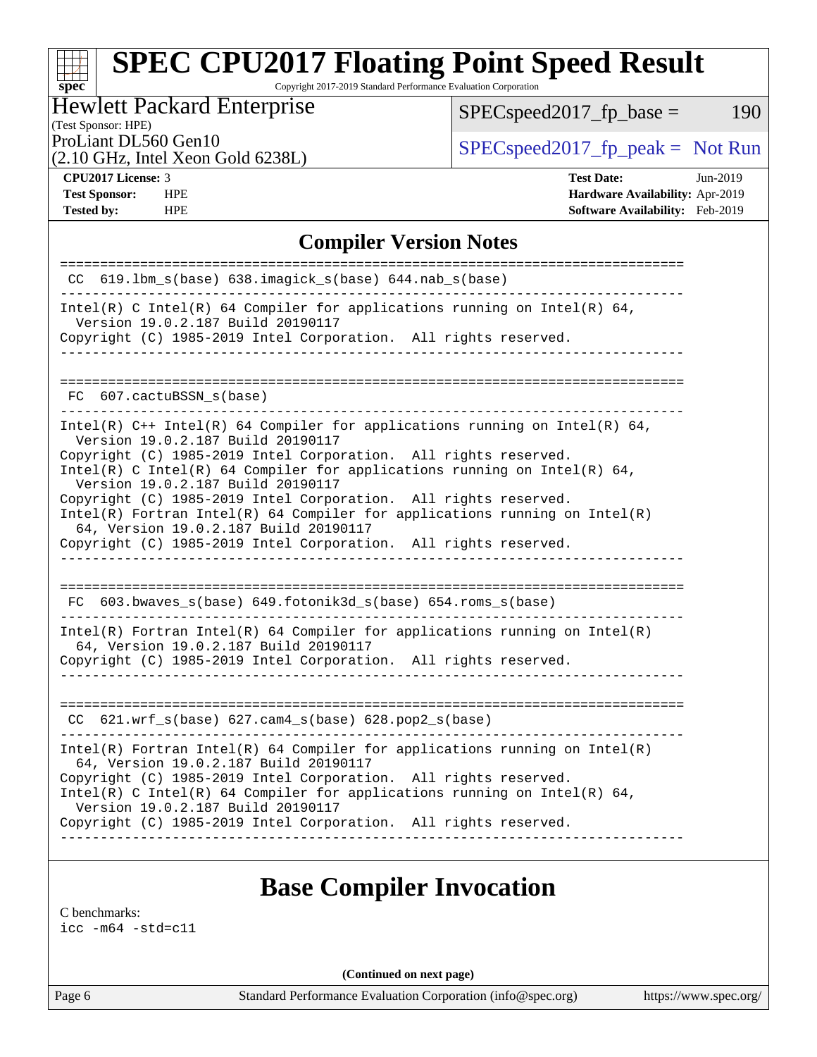# SPEC CPU2017 Floating Point Speed Result

Copyright 2017-2019 Standard Performance Evaluation Corporation

**Hewlett Packard Enterprise**
(Test Sponsor: HPE)
ProLiant DL560 Gen10
(2.10 GHz, Intel Xeon Gold 6238L)

SPECspeed2017_fp_base = 190

SPECspeed2017_fp_peak = Not Run

**CPU2017 License:** 3
**Test Sponsor:** HPE
**Tested by:** HPE

**Test Date:** Jun-2019
**Hardware Availability:** Apr-2019
**Software Availability:** Feb-2019

## Compiler Version Notes

```
==============================================================================
 CC  619.lbm_s(base) 638.imagick_s(base) 644.nab_s(base)
------------------------------------------------------------------------------
Intel(R) C Intel(R) 64 Compiler for applications running on Intel(R) 64,
  Version 19.0.2.187 Build 20190117
Copyright (C) 1985-2019 Intel Corporation.  All rights reserved.
------------------------------------------------------------------------------

==============================================================================
 FC  607.cactuBSSN_s(base)
------------------------------------------------------------------------------
Intel(R) C++ Intel(R) 64 Compiler for applications running on Intel(R) 64,
  Version 19.0.2.187 Build 20190117
Copyright (C) 1985-2019 Intel Corporation.  All rights reserved.
Intel(R) C Intel(R) 64 Compiler for applications running on Intel(R) 64,
  Version 19.0.2.187 Build 20190117
Copyright (C) 1985-2019 Intel Corporation.  All rights reserved.
Intel(R) Fortran Intel(R) 64 Compiler for applications running on Intel(R)
  64, Version 19.0.2.187 Build 20190117
Copyright (C) 1985-2019 Intel Corporation.  All rights reserved.
------------------------------------------------------------------------------

==============================================================================
 FC  603.bwaves_s(base) 649.fotonik3d_s(base) 654.roms_s(base)
------------------------------------------------------------------------------
Intel(R) Fortran Intel(R) 64 Compiler for applications running on Intel(R)
  64, Version 19.0.2.187 Build 20190117
Copyright (C) 1985-2019 Intel Corporation.  All rights reserved.
------------------------------------------------------------------------------

==============================================================================
 CC  621.wrf_s(base) 627.cam4_s(base) 628.pop2_s(base)
------------------------------------------------------------------------------
Intel(R) Fortran Intel(R) 64 Compiler for applications running on Intel(R)
  64, Version 19.0.2.187 Build 20190117
Copyright (C) 1985-2019 Intel Corporation.  All rights reserved.
Intel(R) C Intel(R) 64 Compiler for applications running on Intel(R) 64,
  Version 19.0.2.187 Build 20190117
Copyright (C) 1985-2019 Intel Corporation.  All rights reserved.
------------------------------------------------------------------------------
```

## Base Compiler Invocation

C benchmarks:
icc -m64 -std=c11

**(Continued on next page)**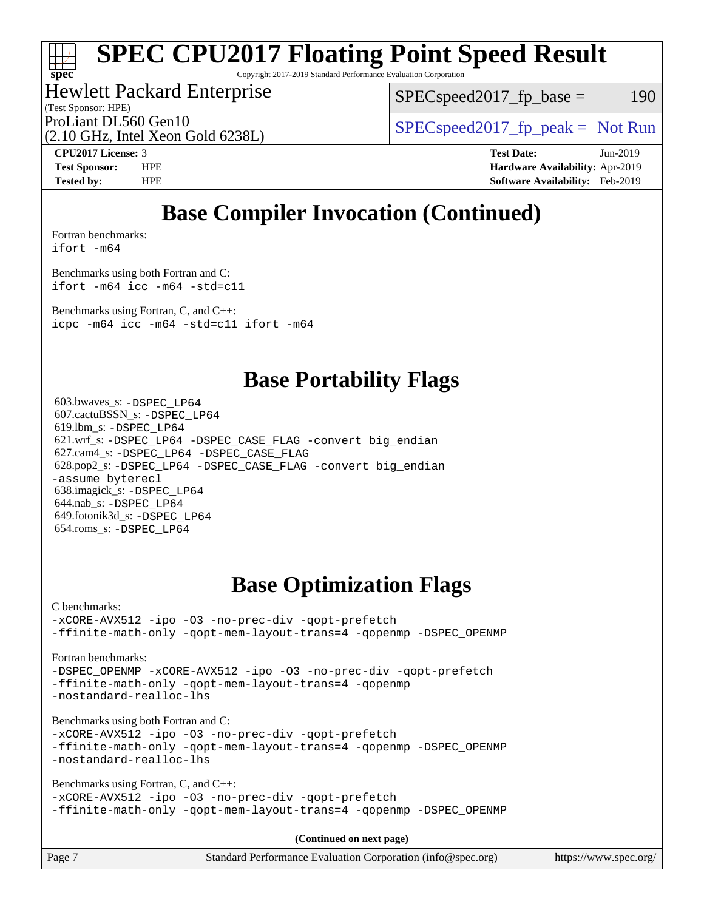# Base Compiler Invocation (Continued)

Fortran benchmarks:
```
ifort -m64
```

Benchmarks using both Fortran and C:
```
ifort -m64 icc -m64 -std=c11
```

Benchmarks using Fortran, C, and C++:
```
icpc -m64 icc -m64 -std=c11 ifort -m64
```

# Base Portability Flags

603.bwaves_s: `-DSPEC_LP64`
607.cactuBSSN_s: `-DSPEC_LP64`
619.lbm_s: `-DSPEC_LP64`
621.wrf_s: `-DSPEC_LP64 -DSPEC_CASE_FLAG -convert big_endian`
627.cam4_s: `-DSPEC_LP64 -DSPEC_CASE_FLAG`
628.pop2_s: `-DSPEC_LP64 -DSPEC_CASE_FLAG -convert big_endian -assume byterecl`
638.imagick_s: `-DSPEC_LP64`
644.nab_s: `-DSPEC_LP64`
649.fotonik3d_s: `-DSPEC_LP64`
654.roms_s: `-DSPEC_LP64`

# Base Optimization Flags

C benchmarks:
```
-xCORE-AVX512 -ipo -O3 -no-prec-div -qopt-prefetch
-ffinite-math-only -qopt-mem-layout-trans=4 -qopenmp -DSPEC_OPENMP
```

Fortran benchmarks:
```
-DSPEC_OPENMP -xCORE-AVX512 -ipo -O3 -no-prec-div -qopt-prefetch
-ffinite-math-only -qopt-mem-layout-trans=4 -qopenmp
-nostandard-realloc-lhs
```

Benchmarks using both Fortran and C:
```
-xCORE-AVX512 -ipo -O3 -no-prec-div -qopt-prefetch
-ffinite-math-only -qopt-mem-layout-trans=4 -qopenmp -DSPEC_OPENMP
-nostandard-realloc-lhs
```

Benchmarks using Fortran, C, and C++:
```
-xCORE-AVX512 -ipo -O3 -no-prec-div -qopt-prefetch
-ffinite-math-only -qopt-mem-layout-trans=4 -qopenmp -DSPEC_OPENMP
```

**(Continued on next page)**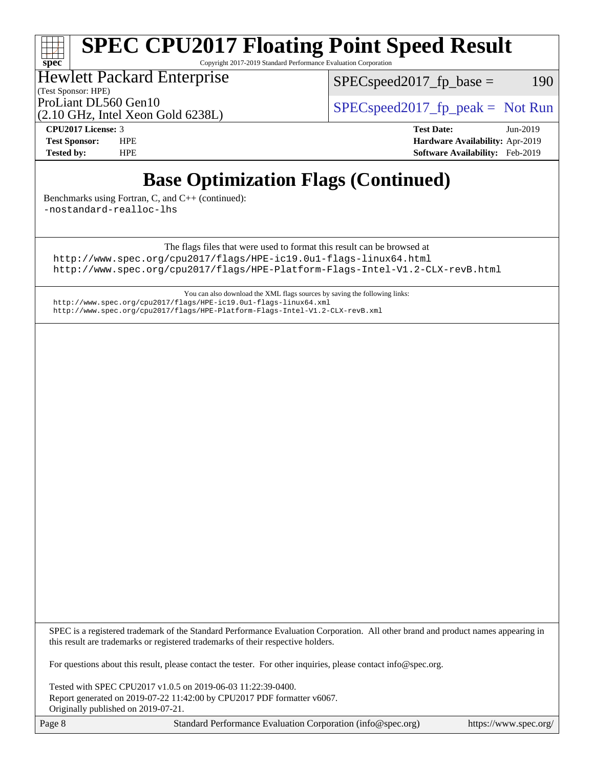# Base Optimization Flags (Continued)

Benchmarks using Fortran, C, and C++ (continued):
-nostandard-realloc-lhs

The flags files that were used to format this result can be browsed at
http://www.spec.org/cpu2017/flags/HPE-ic19.0u1-flags-linux64.html
http://www.spec.org/cpu2017/flags/HPE-Platform-Flags-Intel-V1.2-CLX-revB.html

You can also download the XML flags sources by saving the following links:
http://www.spec.org/cpu2017/flags/HPE-ic19.0u1-flags-linux64.xml
http://www.spec.org/cpu2017/flags/HPE-Platform-Flags-Intel-V1.2-CLX-revB.xml

SPEC is a registered trademark of the Standard Performance Evaluation Corporation. All other brand and product names appearing in this result are trademarks or registered trademarks of their respective holders.

For questions about this result, please contact the tester. For other inquiries, please contact info@spec.org.

Tested with SPEC CPU2017 v1.0.5 on 2019-06-03 11:22:39-0400.
Report generated on 2019-07-22 11:42:00 by CPU2017 PDF formatter v6067.
Originally published on 2019-07-21.